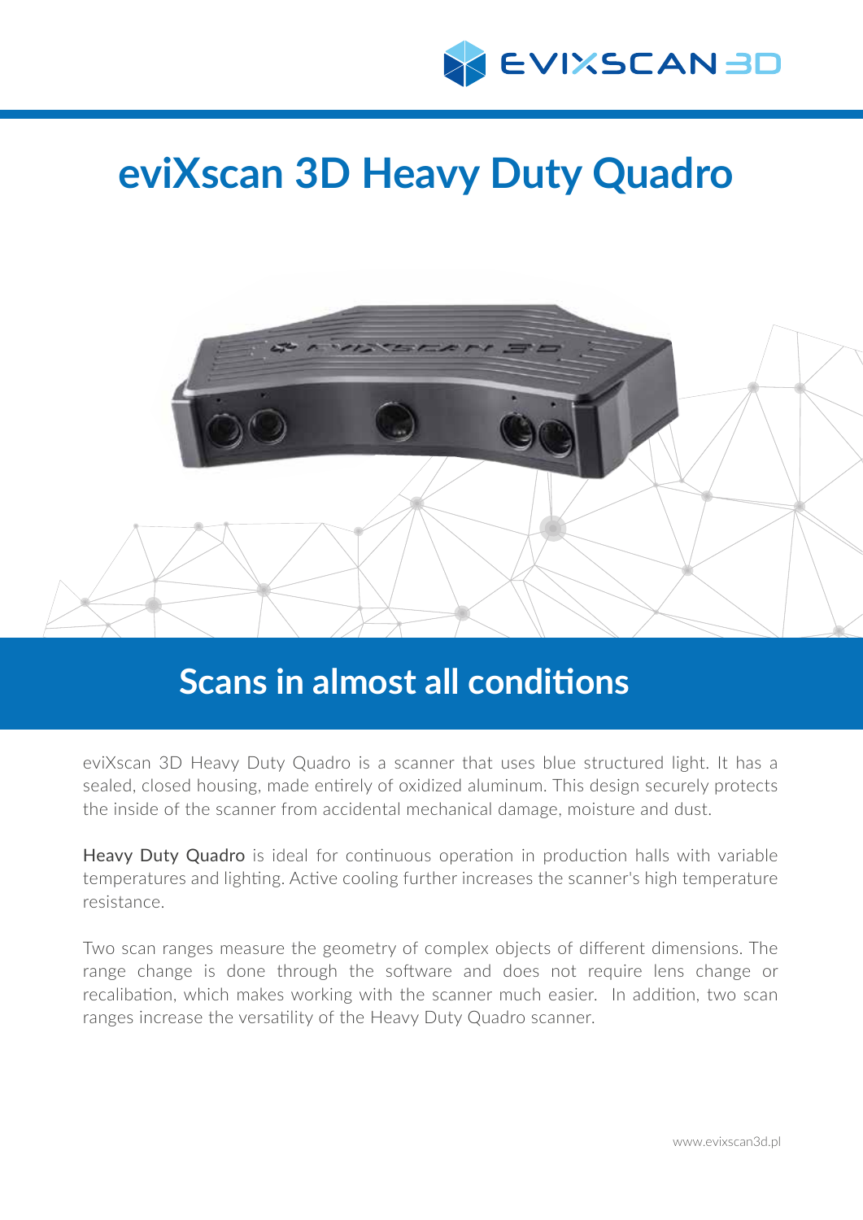# eviXscan 3D Heavy Duty Quadro

## Scans in almost all conditions

eviXscan 3D Heavy Duty Quadro is a scanner that uses blue structured light. It has a sealed, closed housing, made entirely of oxidized aluminum. This design securely protects the inside of the scanner from accidental mechanical damage, moisture and dust.

Heavy Duty Quadro is ideal for continuous operation in production halls with variable temperatures and lighting. Active cooling further increases the scanner's high temperature resistance.

Two scan ranges measure the geometry of complex objects of different dimensions. The range change is done through the software and does not require lens change or recalibation, which makes working with the scanner much easier. In addition, two scan ranges increase the versatility of the Heavy Duty Quadro scanner.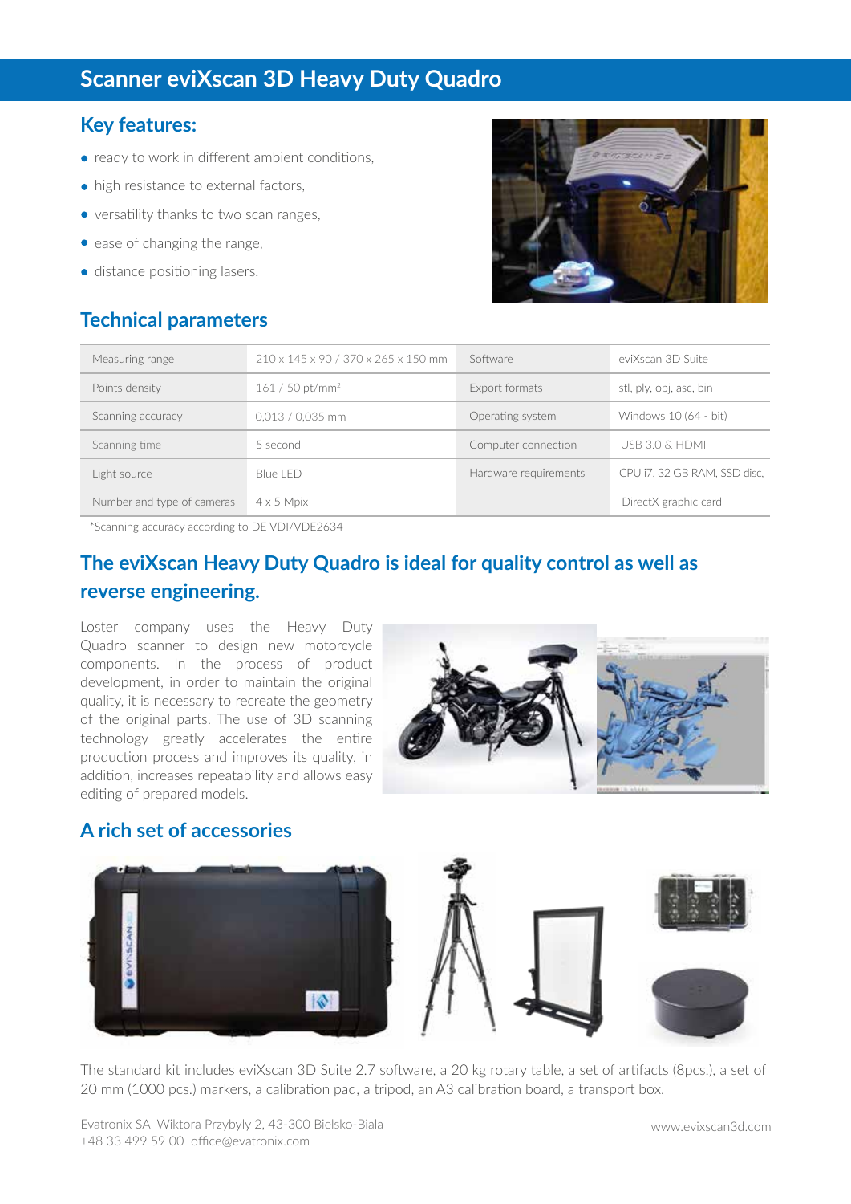# Scanner eviXscan 3D Heavy Duty Quadro

## Key features:

- ready to work in different ambient conditions,
- high resistance to external factors,
- versatility thanks to two scan ranges,
- ease of changing the range,
- distance positioning lasers.

## Technical parameters

| | | | |
|---|---|---|---|
| Measuring range | 210 x 145 x 90 / 370 x 265 x 150 mm | Software | eviXscan 3D Suite |
| Points density | 161 / 50 pt/mm² | Export formats | stl, ply, obj, asc, bin |
| Scanning accuracy | 0,013 / 0,035 mm | Operating system | Windows 10 (64 - bit) |
| Scanning time | 5 second | Computer connection | USB 3.0 & HDMI |
| Light source | Blue LED | Hardware requirements | CPU i7, 32 GB RAM, SSD disc, DirectX graphic card |
| Number and type of cameras | 4 x 5 Mpix | | |

*Scanning accuracy according to DE VDI/VDE2634

## The eviXscan Heavy Duty Quadro is ideal for quality control as well as reverse engineering.

Loster company uses the Heavy Duty Quadro scanner to design new motorcycle components. In the process of product development, in order to maintain the original quality, it is necessary to recreate the geometry of the original parts. The use of 3D scanning technology greatly accelerates the entire production process and improves its quality, in addition, increases repeatability and allows easy editing of prepared models.

## A rich set of accessories

The standard kit includes eviXscan 3D Suite 2.7 software, a 20 kg rotary table, a set of artifacts (8pcs.), a set of 20 mm (1000 pcs.) markers, a calibration pad, a tripod, an A3 calibration board, a transport box.

Evatronix SA Wiktora Przybyly 2, 43-300 Bielsko-Biala
+48 33 499 59 00 office@evatronix.com

www.evixscan3d.com